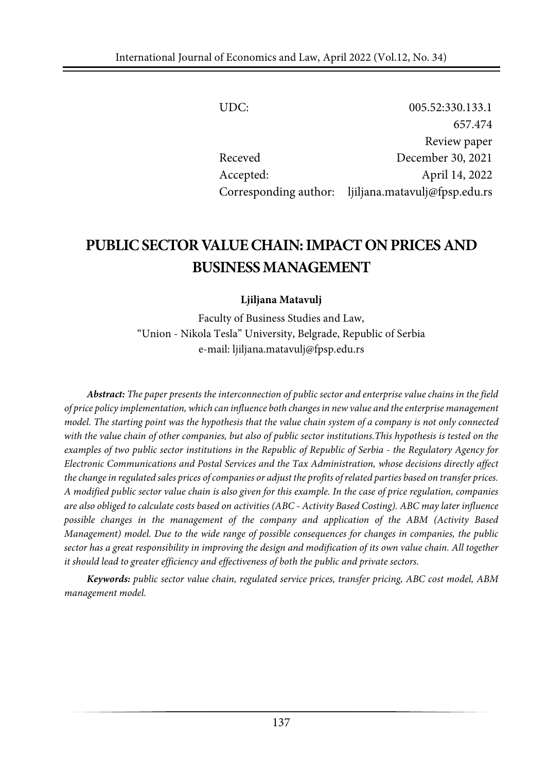| | |
|---|---|
| UDC: | 005.52:330.133.1 |
| | 657.474 |
| | Review paper |
| Receved | December 30, 2021 |
| Accepted: | April 14, 2022 |
| Corresponding author: | ljiljana.matavulj@fpsp.edu.rs |

# PUBLIC SECTOR VALUE CHAIN: IMPACT ON PRICES AND BUSINESS MANAGEMENT

**Ljiljana Matavulj**

Faculty of Business Studies and Law,
"Union - Nikola Tesla" University, Belgrade, Republic of Serbia
e-mail: ljiljana.matavulj@fpsp.edu.rs

***Abstract:*** *The paper presents the interconnection of public sector and enterprise value chains in the field of price policy implementation, which can influence both changes in new value and the enterprise management model. The starting point was the hypothesis that the value chain system of a company is not only connected with the value chain of other companies, but also of public sector institutions.This hypothesis is tested on the examples of two public sector institutions in the Republic of Republic of Serbia - the Regulatory Agency for Electronic Communications and Postal Services and the Tax Administration, whose decisions directly affect the change in regulated sales prices of companies or adjust the profits of related parties based on transfer prices. A modified public sector value chain is also given for this example. In the case of price regulation, companies are also obliged to calculate costs based on activities (ABC - Activity Based Costing). ABC may later influence possible changes in the management of the company and application of the ABM (Activity Based Management) model. Due to the wide range of possible consequences for changes in companies, the public sector has a great responsibility in improving the design and modification of its own value chain. All together it should lead to greater efficiency and effectiveness of both the public and private sectors.*

***Keywords:*** *public sector value chain, regulated service prices, transfer pricing, ABC cost model, ABM management model.*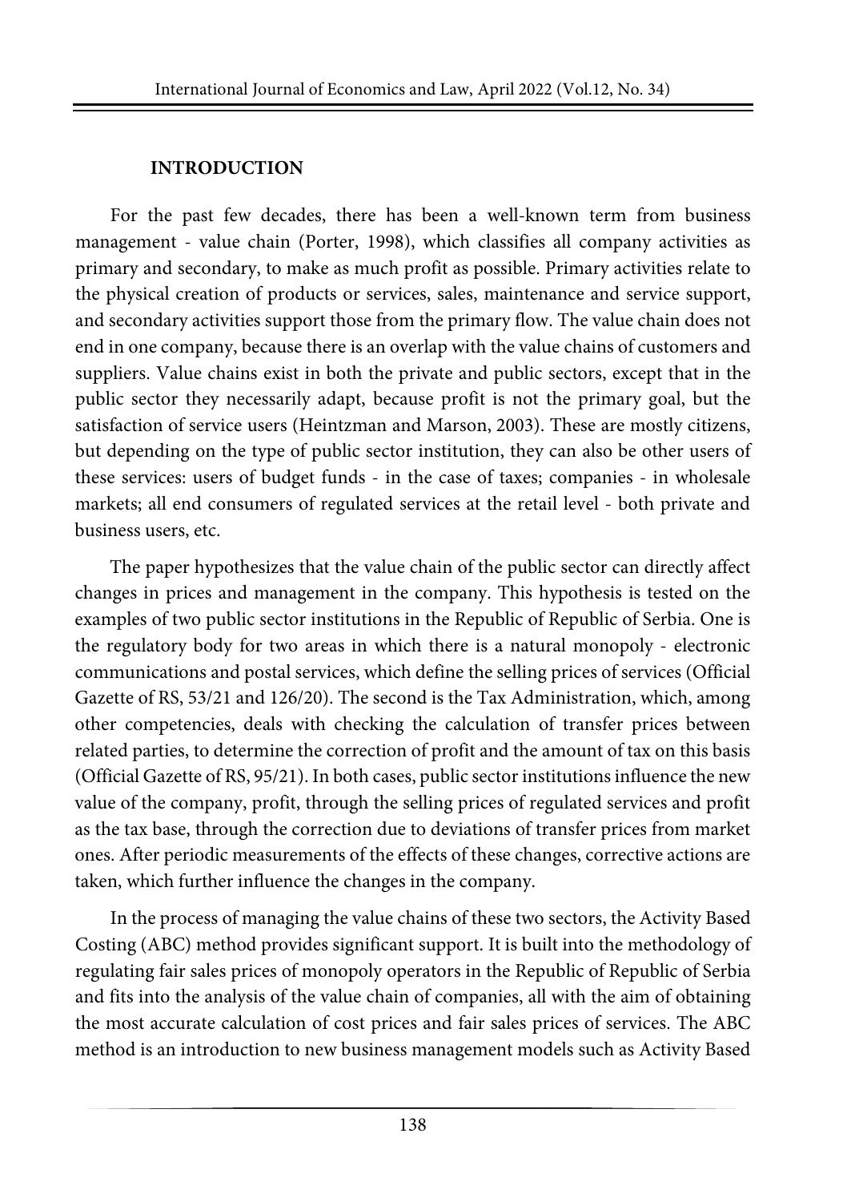## INTRODUCTION

For the past few decades, there has been a well-known term from business management - value chain (Porter, 1998), which classifies all company activities as primary and secondary, to make as much profit as possible. Primary activities relate to the physical creation of products or services, sales, maintenance and service support, and secondary activities support those from the primary flow. The value chain does not end in one company, because there is an overlap with the value chains of customers and suppliers. Value chains exist in both the private and public sectors, except that in the public sector they necessarily adapt, because profit is not the primary goal, but the satisfaction of service users (Heintzman and Marson, 2003). These are mostly citizens, but depending on the type of public sector institution, they can also be other users of these services: users of budget funds - in the case of taxes; companies - in wholesale markets; all end consumers of regulated services at the retail level - both private and business users, etc.

The paper hypothesizes that the value chain of the public sector can directly affect changes in prices and management in the company. This hypothesis is tested on the examples of two public sector institutions in the Republic of Republic of Serbia. One is the regulatory body for two areas in which there is a natural monopoly - electronic communications and postal services, which define the selling prices of services (Official Gazette of RS, 53/21 and 126/20). The second is the Tax Administration, which, among other competencies, deals with checking the calculation of transfer prices between related parties, to determine the correction of profit and the amount of tax on this basis (Official Gazette of RS, 95/21). In both cases, public sector institutions influence the new value of the company, profit, through the selling prices of regulated services and profit as the tax base, through the correction due to deviations of transfer prices from market ones. After periodic measurements of the effects of these changes, corrective actions are taken, which further influence the changes in the company.

In the process of managing the value chains of these two sectors, the Activity Based Costing (ABC) method provides significant support. It is built into the methodology of regulating fair sales prices of monopoly operators in the Republic of Republic of Serbia and fits into the analysis of the value chain of companies, all with the aim of obtaining the most accurate calculation of cost prices and fair sales prices of services. The ABC method is an introduction to new business management models such as Activity Based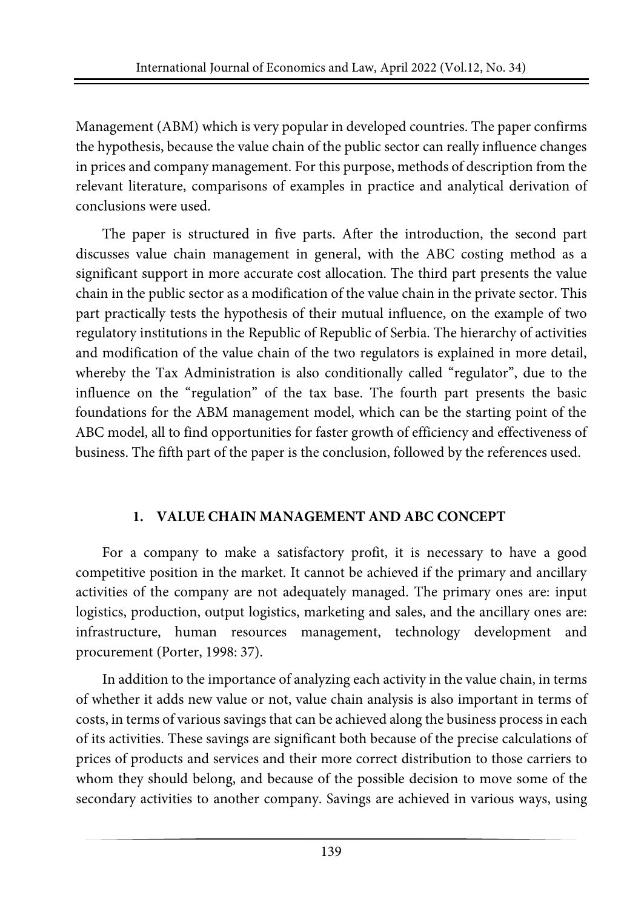Management (ABM) which is very popular in developed countries. The paper confirms the hypothesis, because the value chain of the public sector can really influence changes in prices and company management. For this purpose, methods of description from the relevant literature, comparisons of examples in practice and analytical derivation of conclusions were used.

The paper is structured in five parts. After the introduction, the second part discusses value chain management in general, with the ABC costing method as a significant support in more accurate cost allocation. The third part presents the value chain in the public sector as a modification of the value chain in the private sector. This part practically tests the hypothesis of their mutual influence, on the example of two regulatory institutions in the Republic of Republic of Serbia. The hierarchy of activities and modification of the value chain of the two regulators is explained in more detail, whereby the Tax Administration is also conditionally called "regulator", due to the influence on the "regulation" of the tax base. The fourth part presents the basic foundations for the ABM management model, which can be the starting point of the ABC model, all to find opportunities for faster growth of efficiency and effectiveness of business. The fifth part of the paper is the conclusion, followed by the references used.

## 1. VALUE CHAIN MANAGEMENT AND ABC CONCEPT

For a company to make a satisfactory profit, it is necessary to have a good competitive position in the market. It cannot be achieved if the primary and ancillary activities of the company are not adequately managed. The primary ones are: input logistics, production, output logistics, marketing and sales, and the ancillary ones are: infrastructure, human resources management, technology development and procurement (Porter, 1998: 37).

In addition to the importance of analyzing each activity in the value chain, in terms of whether it adds new value or not, value chain analysis is also important in terms of costs, in terms of various savings that can be achieved along the business process in each of its activities. These savings are significant both because of the precise calculations of prices of products and services and their more correct distribution to those carriers to whom they should belong, and because of the possible decision to move some of the secondary activities to another company. Savings are achieved in various ways, using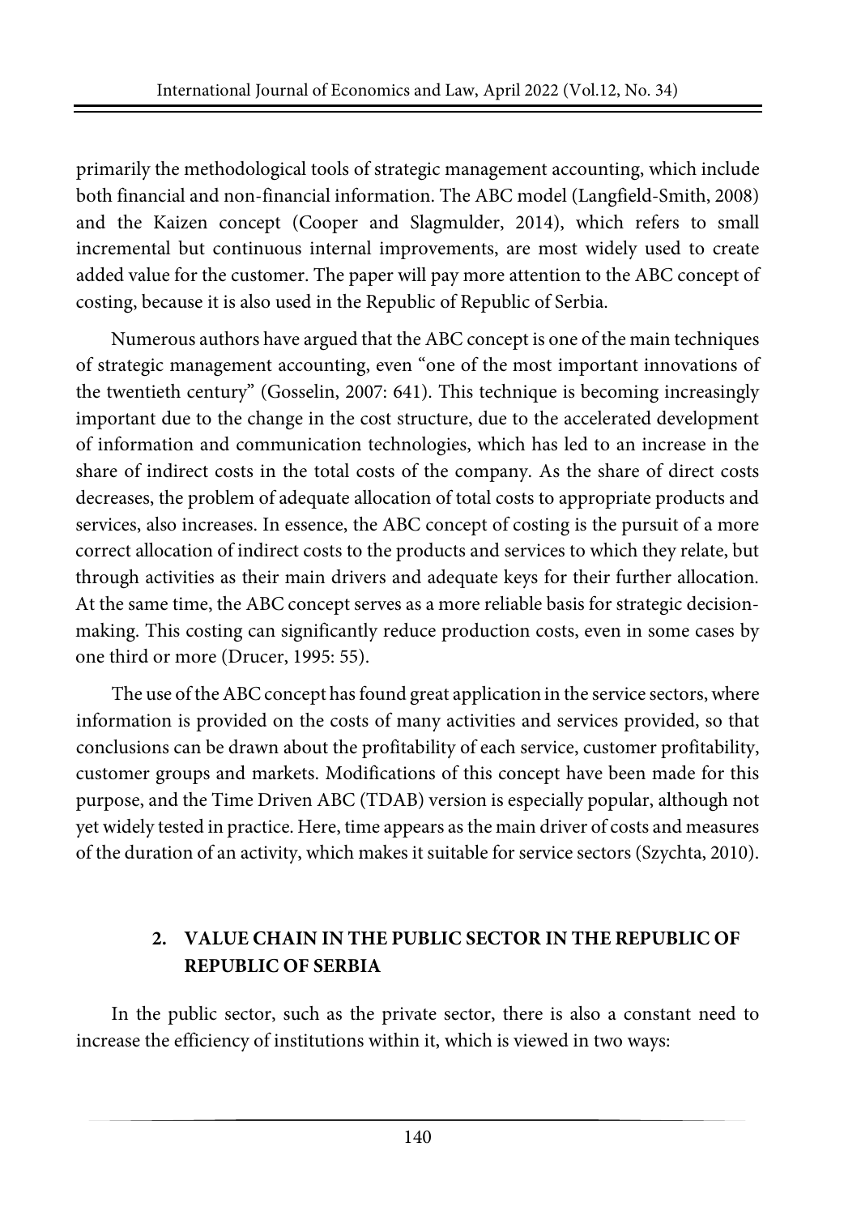primarily the methodological tools of strategic management accounting, which include both financial and non-financial information. The ABC model (Langfield-Smith, 2008) and the Kaizen concept (Cooper and Slagmulder, 2014), which refers to small incremental but continuous internal improvements, are most widely used to create added value for the customer. The paper will pay more attention to the ABC concept of costing, because it is also used in the Republic of Republic of Serbia.

Numerous authors have argued that the ABC concept is one of the main techniques of strategic management accounting, even "one of the most important innovations of the twentieth century" (Gosselin, 2007: 641). This technique is becoming increasingly important due to the change in the cost structure, due to the accelerated development of information and communication technologies, which has led to an increase in the share of indirect costs in the total costs of the company. As the share of direct costs decreases, the problem of adequate allocation of total costs to appropriate products and services, also increases. In essence, the ABC concept of costing is the pursuit of a more correct allocation of indirect costs to the products and services to which they relate, but through activities as their main drivers and adequate keys for their further allocation. At the same time, the ABC concept serves as a more reliable basis for strategic decision-making. This costing can significantly reduce production costs, even in some cases by one third or more (Drucer, 1995: 55).

The use of the ABC concept has found great application in the service sectors, where information is provided on the costs of many activities and services provided, so that conclusions can be drawn about the profitability of each service, customer profitability, customer groups and markets. Modifications of this concept have been made for this purpose, and the Time Driven ABC (TDAB) version is especially popular, although not yet widely tested in practice. Here, time appears as the main driver of costs and measures of the duration of an activity, which makes it suitable for service sectors (Szychta, 2010).

## 2. VALUE CHAIN IN THE PUBLIC SECTOR IN THE REPUBLIC OF REPUBLIC OF SERBIA

In the public sector, such as the private sector, there is also a constant need to increase the efficiency of institutions within it, which is viewed in two ways: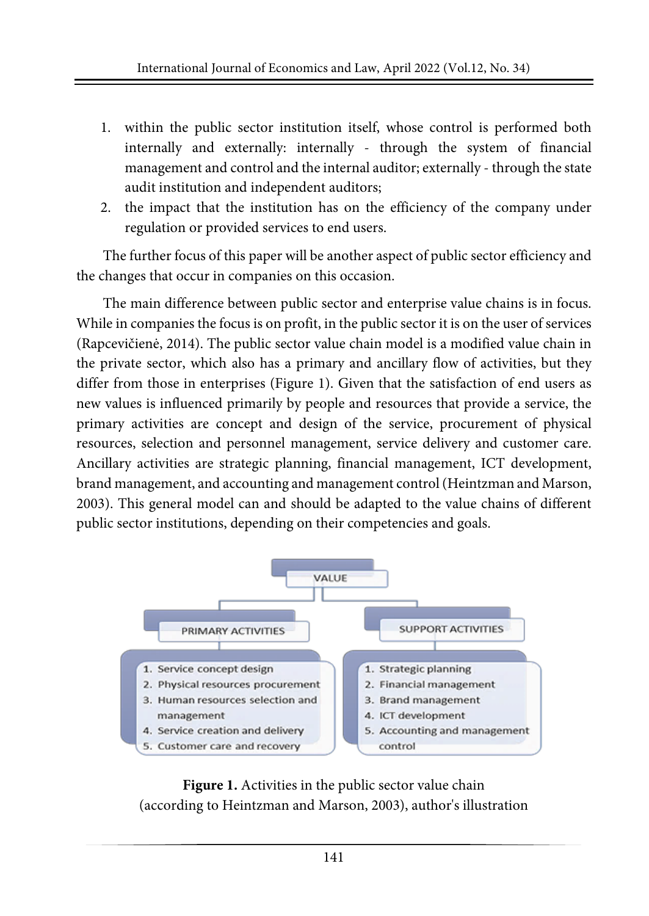1. within the public sector institution itself, whose control is performed both internally and externally: internally - through the system of financial management and control and the internal auditor; externally - through the state audit institution and independent auditors;
2. the impact that the institution has on the efficiency of the company under regulation or provided services to end users.

The further focus of this paper will be another aspect of public sector efficiency and the changes that occur in companies on this occasion.

The main difference between public sector and enterprise value chains is in focus. While in companies the focus is on profit, in the public sector it is on the user of services (Rapcevičienė, 2014). The public sector value chain model is a modified value chain in the private sector, which also has a primary and ancillary flow of activities, but they differ from those in enterprises (Figure 1). Given that the satisfaction of end users as new values is influenced primarily by people and resources that provide a service, the primary activities are concept and design of the service, procurement of physical resources, selection and personnel management, service delivery and customer care. Ancillary activities are strategic planning, financial management, ICT development, brand management, and accounting and management control (Heintzman and Marson, 2003). This general model can and should be adapted to the value chains of different public sector institutions, depending on their competencies and goals.

VALUE

PRIMARY ACTIVITIES

1. Service concept design
2. Physical resources procurement
3. Human resources selection and management
4. Service creation and delivery
5. Customer care and recovery

SUPPORT ACTIVITIES

1. Strategic planning
2. Financial management
3. Brand management
4. ICT development
5. Accounting and management control

**Figure 1.** Activities in the public sector value chain (according to Heintzman and Marson, 2003), author's illustration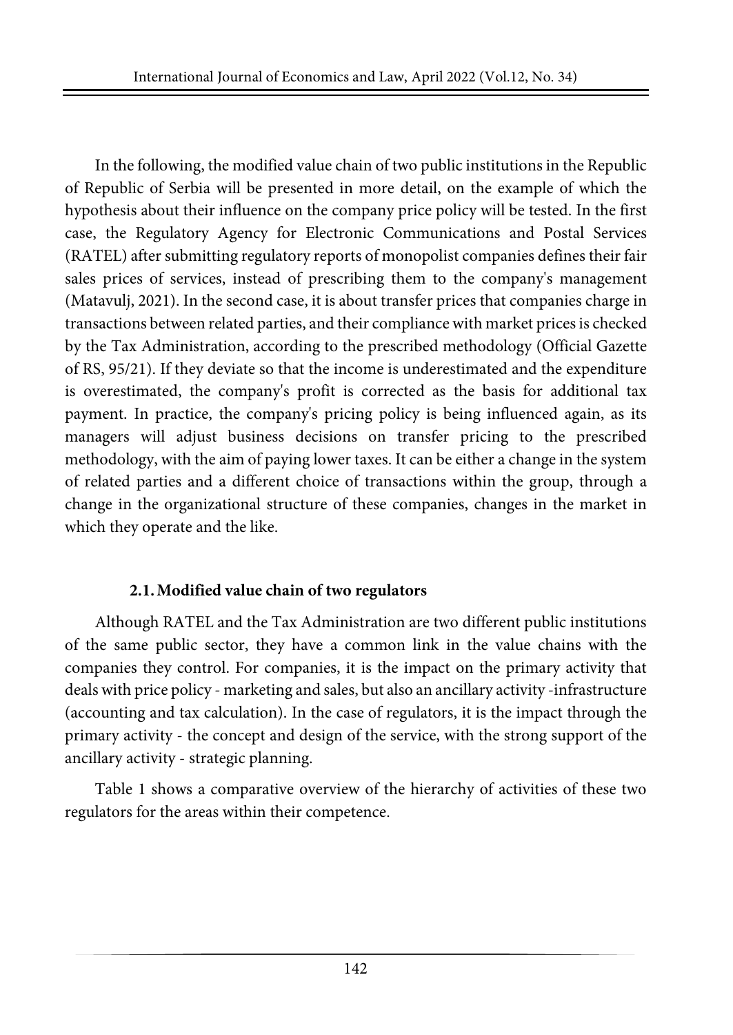In the following, the modified value chain of two public institutions in the Republic of Republic of Serbia will be presented in more detail, on the example of which the hypothesis about their influence on the company price policy will be tested. In the first case, the Regulatory Agency for Electronic Communications and Postal Services (RATEL) after submitting regulatory reports of monopolist companies defines their fair sales prices of services, instead of prescribing them to the company's management (Matavulj, 2021). In the second case, it is about transfer prices that companies charge in transactions between related parties, and their compliance with market prices is checked by the Tax Administration, according to the prescribed methodology (Official Gazette of RS, 95/21). If they deviate so that the income is underestimated and the expenditure is overestimated, the company's profit is corrected as the basis for additional tax payment. In practice, the company's pricing policy is being influenced again, as its managers will adjust business decisions on transfer pricing to the prescribed methodology, with the aim of paying lower taxes. It can be either a change in the system of related parties and a different choice of transactions within the group, through a change in the organizational structure of these companies, changes in the market in which they operate and the like.

### 2.1. Modified value chain of two regulators

Although RATEL and the Tax Administration are two different public institutions of the same public sector, they have a common link in the value chains with the companies they control. For companies, it is the impact on the primary activity that deals with price policy - marketing and sales, but also an ancillary activity -infrastructure (accounting and tax calculation). In the case of regulators, it is the impact through the primary activity - the concept and design of the service, with the strong support of the ancillary activity - strategic planning.

Table 1 shows a comparative overview of the hierarchy of activities of these two regulators for the areas within their competence.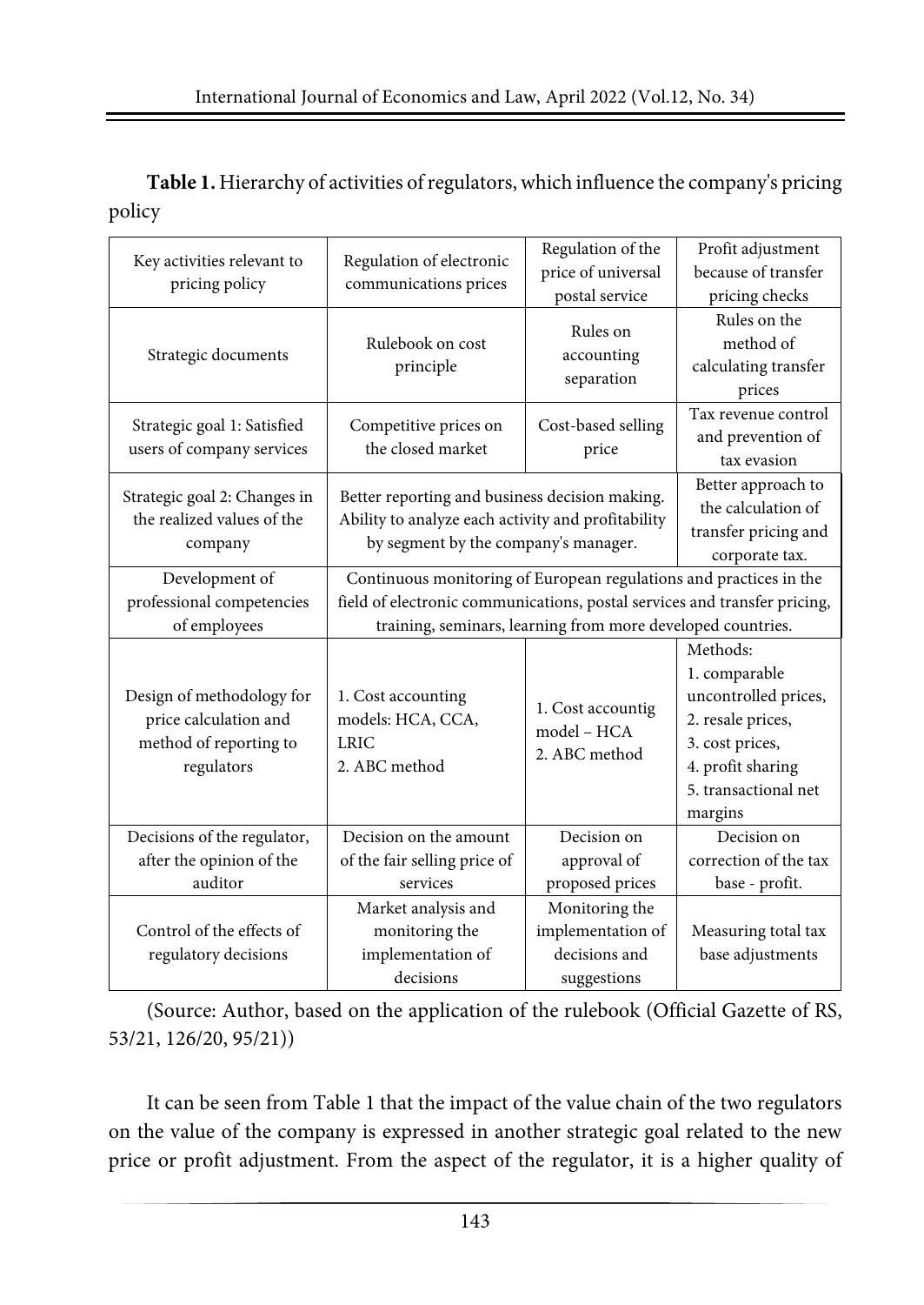**Table 1.** Hierarchy of activities of regulators, which influence the company's pricing policy

| Key activities relevant to pricing policy | Regulation of electronic communications prices | Regulation of the price of universal postal service | Profit adjustment because of transfer pricing checks |
|---|---|---|---|
| Strategic documents | Rulebook on cost principle | Rules on accounting separation | Rules on the method of calculating transfer prices |
| Strategic goal 1: Satisfied users of company services | Competitive prices on the closed market | Cost-based selling price | Tax revenue control and prevention of tax evasion |
| Strategic goal 2: Changes in the realized values of the company | Better reporting and business decision making. Ability to analyze each activity and profitability by segment by the company's manager. | | Better approach to the calculation of transfer pricing and corporate tax. |
| Development of professional competencies of employees | Continuous monitoring of European regulations and practices in the field of electronic communications, postal services and transfer pricing, training, seminars, learning from more developed countries. | | |
| Design of methodology for price calculation and method of reporting to regulators | 1. Cost accounting models: HCA, CCA, LRIC<br>2. ABC method | 1. Cost accountig model – HCA<br>2. ABC method | Methods:<br>1. comparable uncontrolled prices,<br>2. resale prices,<br>3. cost prices,<br>4. profit sharing<br>5. transactional net margins |
| Decisions of the regulator, after the opinion of the auditor | Decision on the amount of the fair selling price of services | Decision on approval of proposed prices | Decision on correction of the tax base - profit. |
| Control of the effects of regulatory decisions | Market analysis and monitoring the implementation of decisions | Monitoring the implementation of decisions and suggestions | Measuring total tax base adjustments |

(Source: Author, based on the application of the rulebook (Official Gazette of RS, 53/21, 126/20, 95/21))

It can be seen from Table 1 that the impact of the value chain of the two regulators on the value of the company is expressed in another strategic goal related to the new price or profit adjustment. From the aspect of the regulator, it is a higher quality of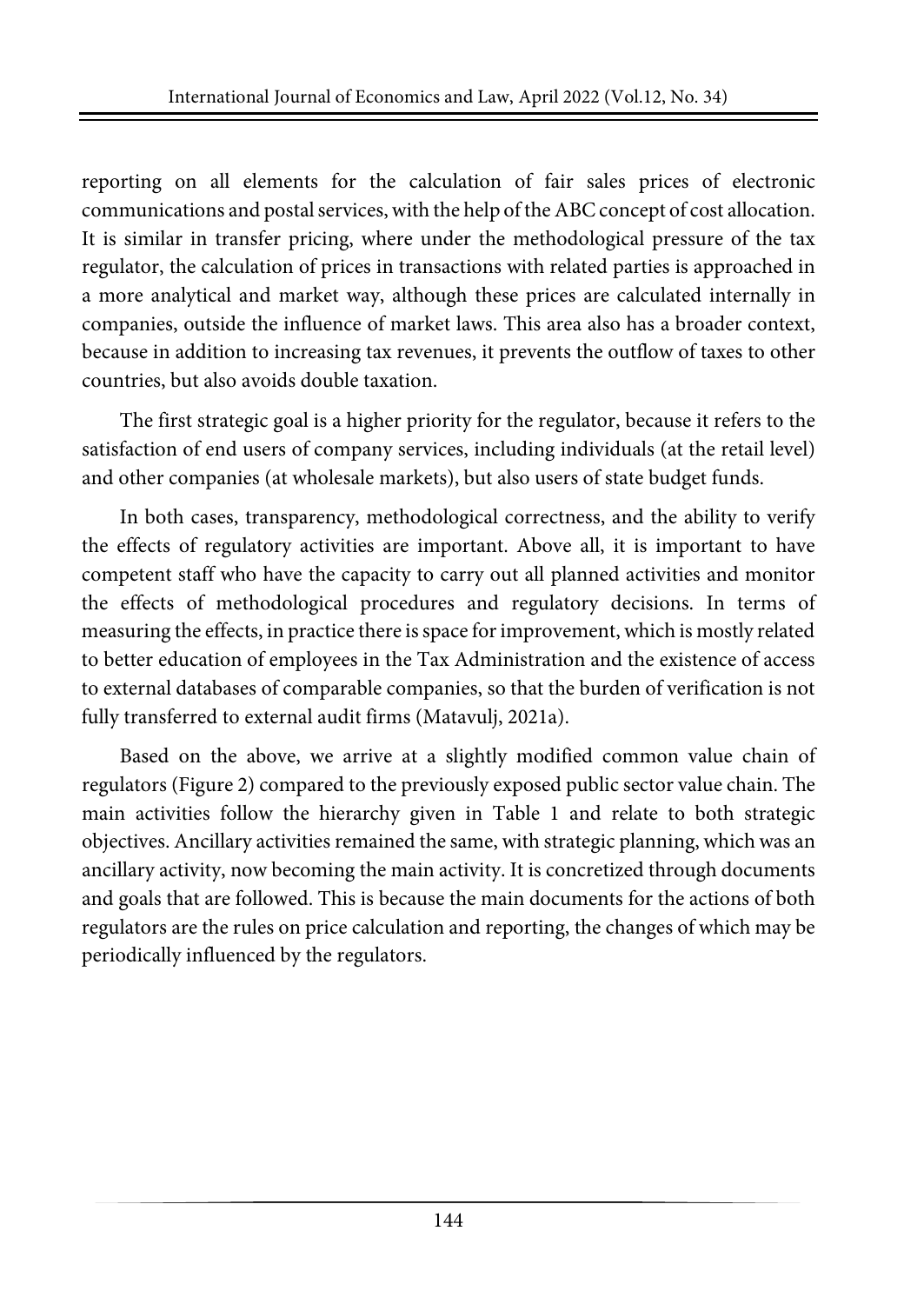reporting on all elements for the calculation of fair sales prices of electronic communications and postal services, with the help of the ABC concept of cost allocation. It is similar in transfer pricing, where under the methodological pressure of the tax regulator, the calculation of prices in transactions with related parties is approached in a more analytical and market way, although these prices are calculated internally in companies, outside the influence of market laws. This area also has a broader context, because in addition to increasing tax revenues, it prevents the outflow of taxes to other countries, but also avoids double taxation.

The first strategic goal is a higher priority for the regulator, because it refers to the satisfaction of end users of company services, including individuals (at the retail level) and other companies (at wholesale markets), but also users of state budget funds.

In both cases, transparency, methodological correctness, and the ability to verify the effects of regulatory activities are important. Above all, it is important to have competent staff who have the capacity to carry out all planned activities and monitor the effects of methodological procedures and regulatory decisions. In terms of measuring the effects, in practice there is space for improvement, which is mostly related to better education of employees in the Tax Administration and the existence of access to external databases of comparable companies, so that the burden of verification is not fully transferred to external audit firms (Matavulj, 2021a).

Based on the above, we arrive at a slightly modified common value chain of regulators (Figure 2) compared to the previously exposed public sector value chain. The main activities follow the hierarchy given in Table 1 and relate to both strategic objectives. Ancillary activities remained the same, with strategic planning, which was an ancillary activity, now becoming the main activity. It is concretized through documents and goals that are followed. This is because the main documents for the actions of both regulators are the rules on price calculation and reporting, the changes of which may be periodically influenced by the regulators.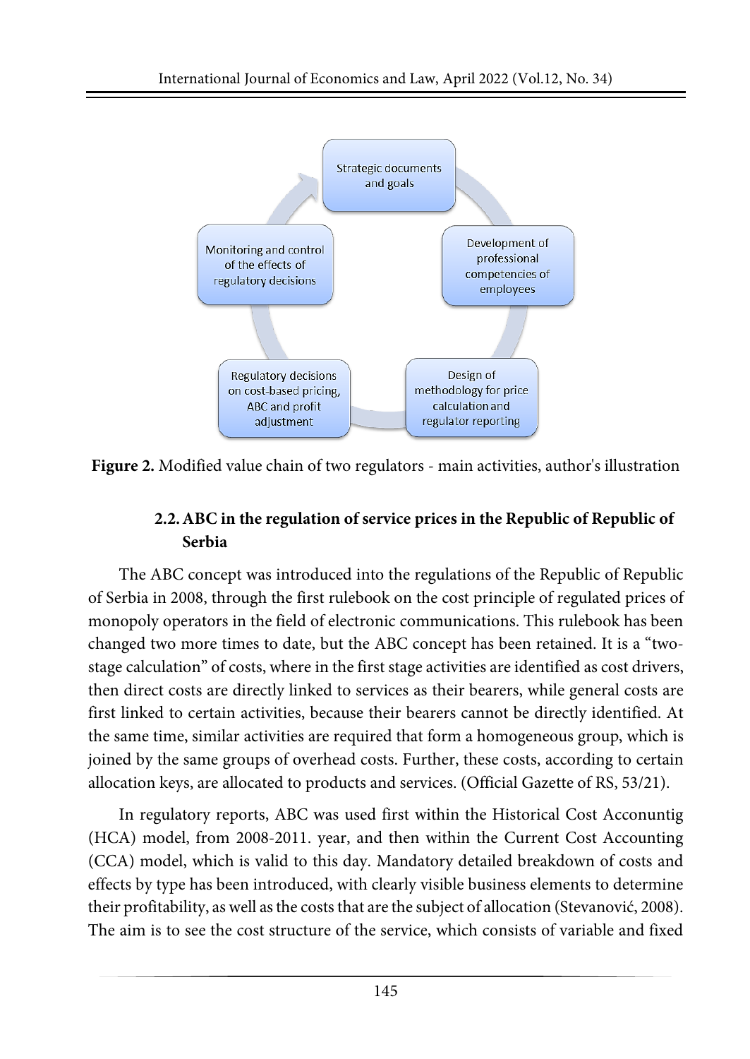Strategic documents and goals

Development of professional competencies of employees

Design of methodology for price calculation and regulator reporting

Regulatory decisions on cost-based pricing, ABC and profit adjustment

Monitoring and control of the effects of regulatory decisions

**Figure 2.** Modified value chain of two regulators - main activities, author's illustration

### 2.2. ABC in the regulation of service prices in the Republic of Republic of Serbia

The ABC concept was introduced into the regulations of the Republic of Republic of Serbia in 2008, through the first rulebook on the cost principle of regulated prices of monopoly operators in the field of electronic communications. This rulebook has been changed two more times to date, but the ABC concept has been retained. It is a "two-stage calculation" of costs, where in the first stage activities are identified as cost drivers, then direct costs are directly linked to services as their bearers, while general costs are first linked to certain activities, because their bearers cannot be directly identified. At the same time, similar activities are required that form a homogeneous group, which is joined by the same groups of overhead costs. Further, these costs, according to certain allocation keys, are allocated to products and services. (Official Gazette of RS, 53/21).

In regulatory reports, ABC was used first within the Historical Cost Acconuntig (HCA) model, from 2008-2011. year, and then within the Current Cost Accounting (CCA) model, which is valid to this day. Mandatory detailed breakdown of costs and effects by type has been introduced, with clearly visible business elements to determine their profitability, as well as the costs that are the subject of allocation (Stevanović, 2008). The aim is to see the cost structure of the service, which consists of variable and fixed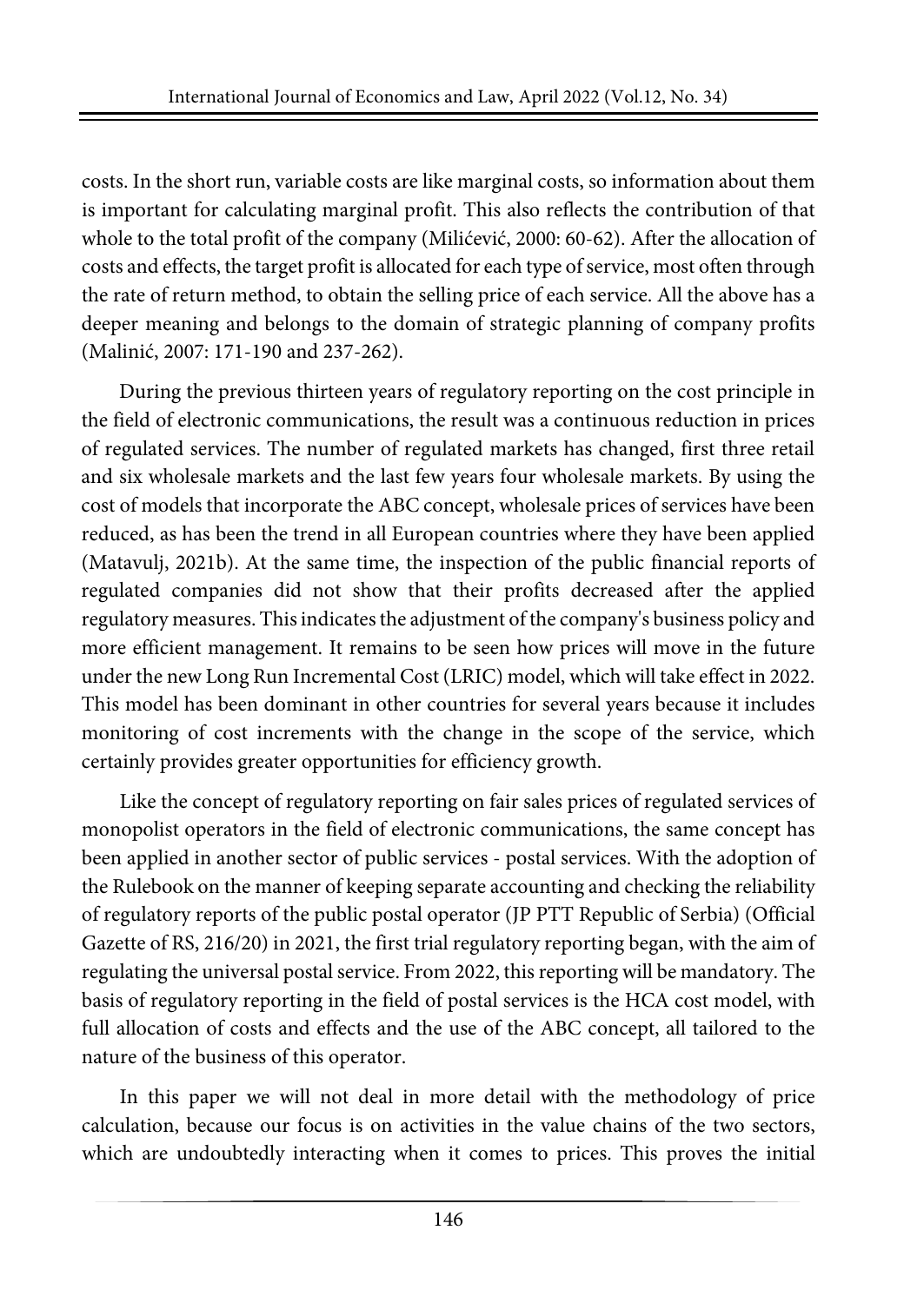costs. In the short run, variable costs are like marginal costs, so information about them is important for calculating marginal profit. This also reflects the contribution of that whole to the total profit of the company (Milićević, 2000: 60-62). After the allocation of costs and effects, the target profit is allocated for each type of service, most often through the rate of return method, to obtain the selling price of each service. All the above has a deeper meaning and belongs to the domain of strategic planning of company profits (Malinić, 2007: 171-190 and 237-262).

During the previous thirteen years of regulatory reporting on the cost principle in the field of electronic communications, the result was a continuous reduction in prices of regulated services. The number of regulated markets has changed, first three retail and six wholesale markets and the last few years four wholesale markets. By using the cost of models that incorporate the ABC concept, wholesale prices of services have been reduced, as has been the trend in all European countries where they have been applied (Matavulj, 2021b). At the same time, the inspection of the public financial reports of regulated companies did not show that their profits decreased after the applied regulatory measures. This indicates the adjustment of the company's business policy and more efficient management. It remains to be seen how prices will move in the future under the new Long Run Incremental Cost (LRIC) model, which will take effect in 2022. This model has been dominant in other countries for several years because it includes monitoring of cost increments with the change in the scope of the service, which certainly provides greater opportunities for efficiency growth.

Like the concept of regulatory reporting on fair sales prices of regulated services of monopolist operators in the field of electronic communications, the same concept has been applied in another sector of public services - postal services. With the adoption of the Rulebook on the manner of keeping separate accounting and checking the reliability of regulatory reports of the public postal operator (JP PTT Republic of Serbia) (Official Gazette of RS, 216/20) in 2021, the first trial regulatory reporting began, with the aim of regulating the universal postal service. From 2022, this reporting will be mandatory. The basis of regulatory reporting in the field of postal services is the HCA cost model, with full allocation of costs and effects and the use of the ABC concept, all tailored to the nature of the business of this operator.

In this paper we will not deal in more detail with the methodology of price calculation, because our focus is on activities in the value chains of the two sectors, which are undoubtedly interacting when it comes to prices. This proves the initial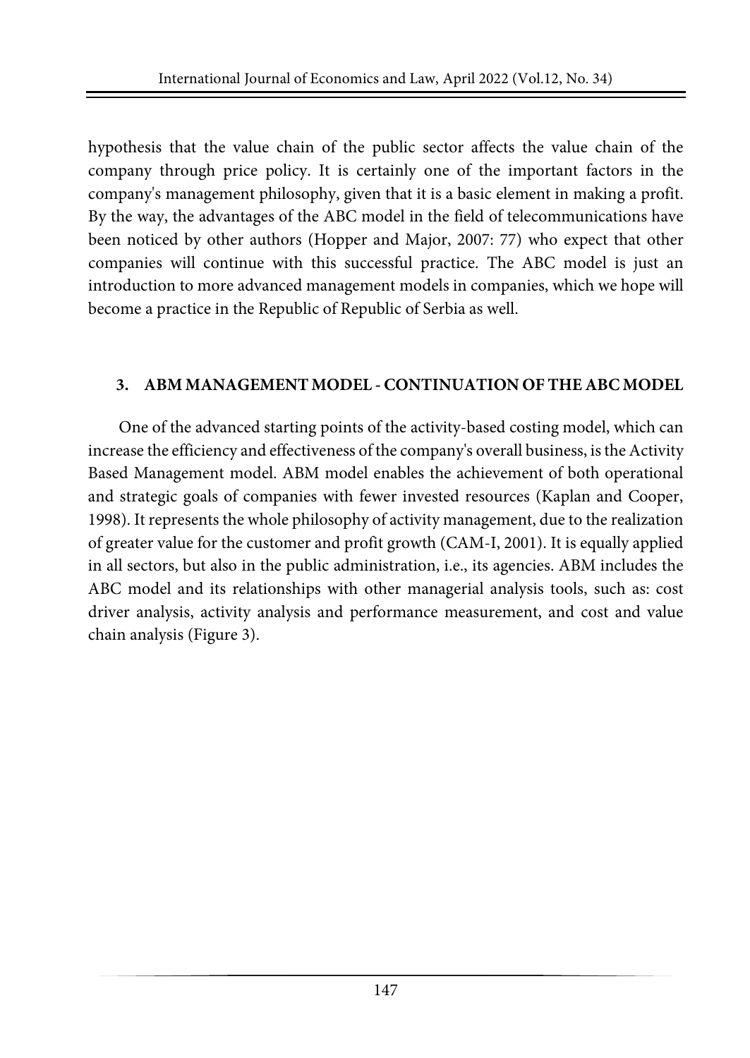hypothesis that the value chain of the public sector affects the value chain of the company through price policy. It is certainly one of the important factors in the company's management philosophy, given that it is a basic element in making a profit. By the way, the advantages of the ABC model in the field of telecommunications have been noticed by other authors (Hopper and Major, 2007: 77) who expect that other companies will continue with this successful practice. The ABC model is just an introduction to more advanced management models in companies, which we hope will become a practice in the Republic of Republic of Serbia as well.

## 3. ABM MANAGEMENT MODEL - CONTINUATION OF THE ABC MODEL

One of the advanced starting points of the activity-based costing model, which can increase the efficiency and effectiveness of the company's overall business, is the Activity Based Management model. ABM model enables the achievement of both operational and strategic goals of companies with fewer invested resources (Kaplan and Cooper, 1998). It represents the whole philosophy of activity management, due to the realization of greater value for the customer and profit growth (CAM-I, 2001). It is equally applied in all sectors, but also in the public administration, i.e., its agencies. ABM includes the ABC model and its relationships with other managerial analysis tools, such as: cost driver analysis, activity analysis and performance measurement, and cost and value chain analysis (Figure 3).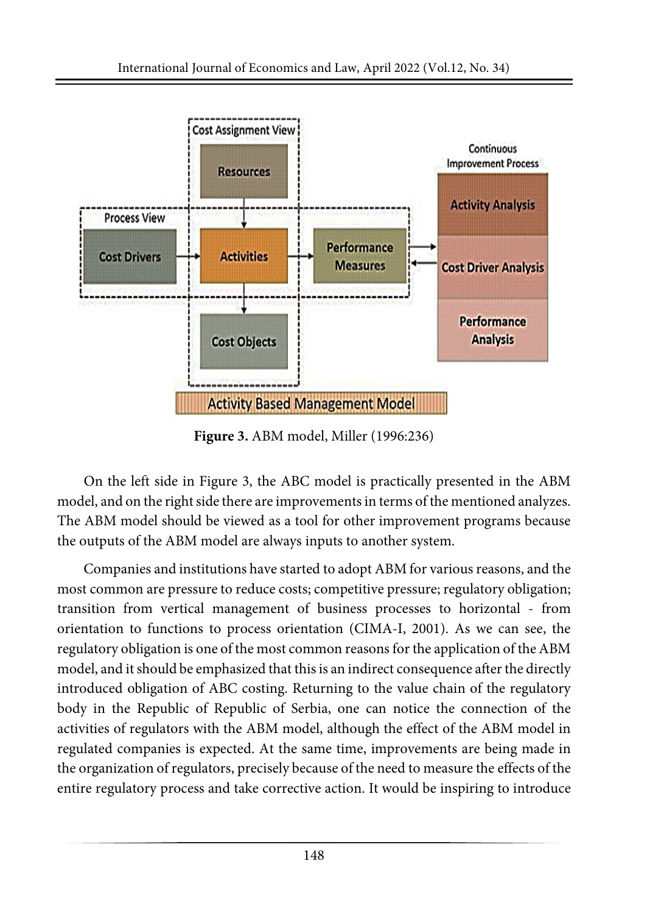**Figure 3.** ABM model, Miller (1996:236)

On the left side in Figure 3, the ABC model is practically presented in the ABM model, and on the right side there are improvements in terms of the mentioned analyzes. The ABM model should be viewed as a tool for other improvement programs because the outputs of the ABM model are always inputs to another system.

Companies and institutions have started to adopt ABM for various reasons, and the most common are pressure to reduce costs; competitive pressure; regulatory obligation; transition from vertical management of business processes to horizontal - from orientation to functions to process orientation (CIMA-I, 2001). As we can see, the regulatory obligation is one of the most common reasons for the application of the ABM model, and it should be emphasized that this is an indirect consequence after the directly introduced obligation of ABC costing. Returning to the value chain of the regulatory body in the Republic of Republic of Serbia, one can notice the connection of the activities of regulators with the ABM model, although the effect of the ABM model in regulated companies is expected. At the same time, improvements are being made in the organization of regulators, precisely because of the need to measure the effects of the entire regulatory process and take corrective action. It would be inspiring to introduce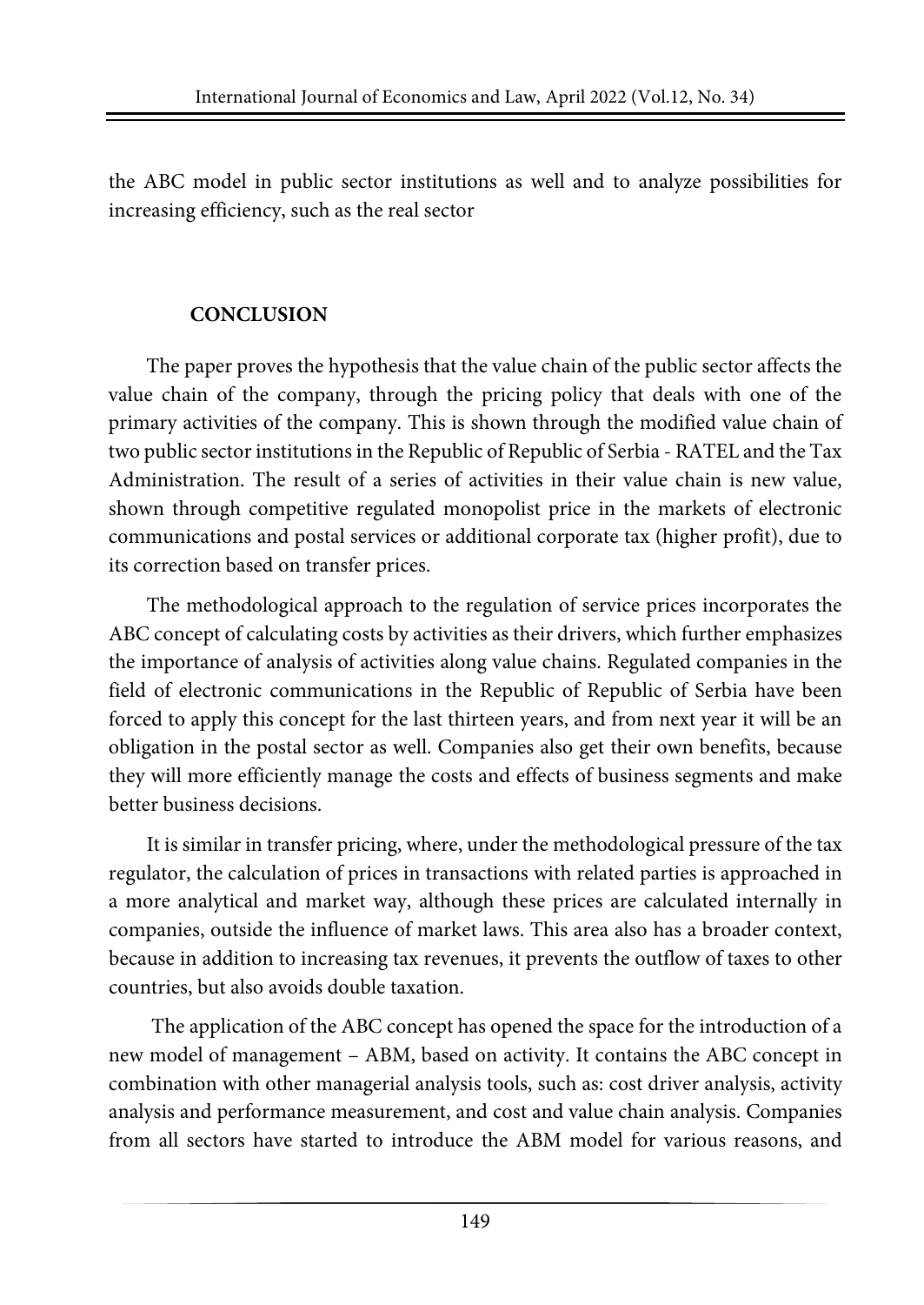the ABC model in public sector institutions as well and to analyze possibilities for increasing efficiency, such as the real sector

## CONCLUSION

The paper proves the hypothesis that the value chain of the public sector affects the value chain of the company, through the pricing policy that deals with one of the primary activities of the company. This is shown through the modified value chain of two public sector institutions in the Republic of Republic of Serbia - RATEL and the Tax Administration. The result of a series of activities in their value chain is new value, shown through competitive regulated monopolist price in the markets of electronic communications and postal services or additional corporate tax (higher profit), due to its correction based on transfer prices.

The methodological approach to the regulation of service prices incorporates the ABC concept of calculating costs by activities as their drivers, which further emphasizes the importance of analysis of activities along value chains. Regulated companies in the field of electronic communications in the Republic of Republic of Serbia have been forced to apply this concept for the last thirteen years, and from next year it will be an obligation in the postal sector as well. Companies also get their own benefits, because they will more efficiently manage the costs and effects of business segments and make better business decisions.

It is similar in transfer pricing, where, under the methodological pressure of the tax regulator, the calculation of prices in transactions with related parties is approached in a more analytical and market way, although these prices are calculated internally in companies, outside the influence of market laws. This area also has a broader context, because in addition to increasing tax revenues, it prevents the outflow of taxes to other countries, but also avoids double taxation.

The application of the ABC concept has opened the space for the introduction of a new model of management – ABM, based on activity. It contains the ABC concept in combination with other managerial analysis tools, such as: cost driver analysis, activity analysis and performance measurement, and cost and value chain analysis. Companies from all sectors have started to introduce the ABM model for various reasons, and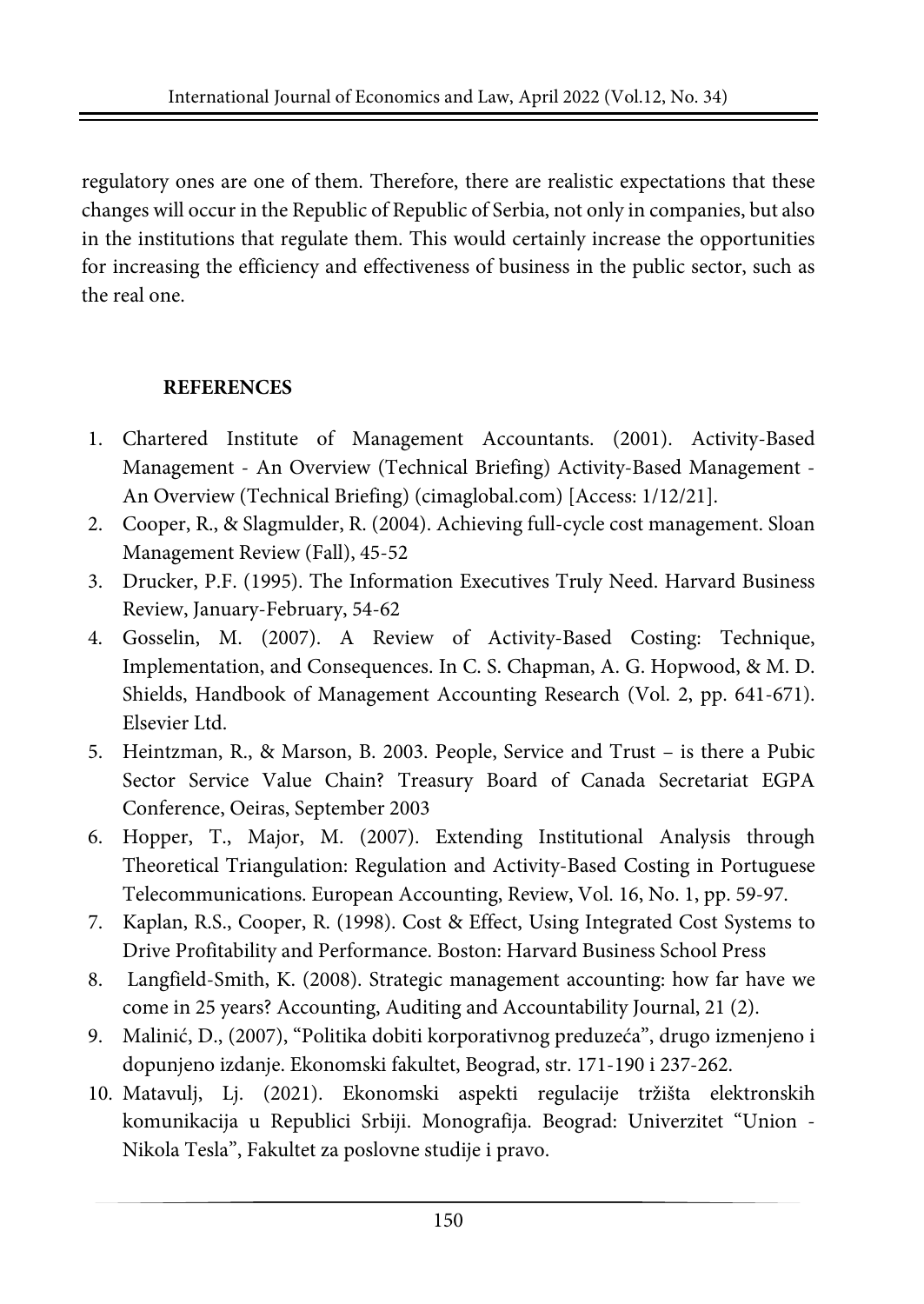regulatory ones are one of them. Therefore, there are realistic expectations that these changes will occur in the Republic of Republic of Serbia, not only in companies, but also in the institutions that regulate them. This would certainly increase the opportunities for increasing the efficiency and effectiveness of business in the public sector, such as the real one.

## REFERENCES

1. Chartered Institute of Management Accountants. (2001). Activity-Based Management - An Overview (Technical Briefing) Activity-Based Management - An Overview (Technical Briefing) (cimaglobal.com) [Access: 1/12/21].
2. Cooper, R., & Slagmulder, R. (2004). Achieving full-cycle cost management. Sloan Management Review (Fall), 45-52
3. Drucker, P.F. (1995). The Information Executives Truly Need. Harvard Business Review, January-February, 54-62
4. Gosselin, M. (2007). A Review of Activity-Based Costing: Technique, Implementation, and Consequences. In C. S. Chapman, A. G. Hopwood, & M. D. Shields, Handbook of Management Accounting Research (Vol. 2, pp. 641-671). Elsevier Ltd.
5. Heintzman, R., & Marson, B. 2003. People, Service and Trust – is there a Pubic Sector Service Value Chain? Treasury Board of Canada Secretariat EGPA Conference, Oeiras, September 2003
6. Hopper, T., Major, M. (2007). Extending Institutional Analysis through Theoretical Triangulation: Regulation and Activity-Based Costing in Portuguese Telecommunications. European Accounting, Review, Vol. 16, No. 1, pp. 59-97.
7. Kaplan, R.S., Cooper, R. (1998). Cost & Effect, Using Integrated Cost Systems to Drive Profitability and Performance. Boston: Harvard Business School Press
8. Langfield-Smith, K. (2008). Strategic management accounting: how far have we come in 25 years? Accounting, Auditing and Accountability Journal, 21 (2).
9. Malinić, D., (2007), "Politika dobiti korporativnog preduzeća", drugo izmenjeno i dopunjeno izdanje. Ekonomski fakultet, Beograd, str. 171-190 i 237-262.
10. Matavulj, Lj. (2021). Ekonomski aspekti regulacije tržišta elektronskih komunikacija u Republici Srbiji. Monografija. Beograd: Univerzitet "Union - Nikola Tesla", Fakultet za poslovne studije i pravo.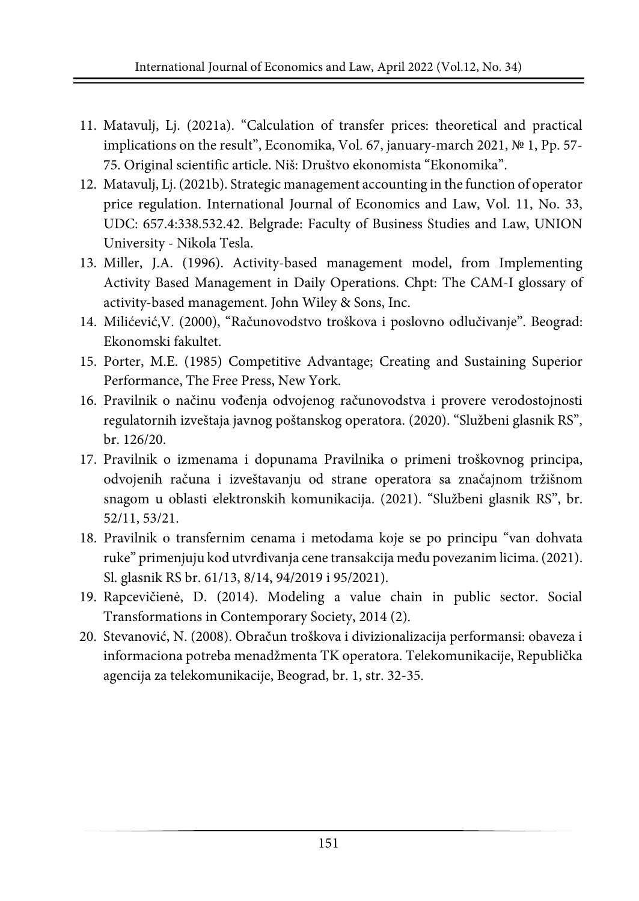11. Matavulj, Lj. (2021a). "Calculation of transfer prices: theoretical and practical implications on the result", Economika, Vol. 67, january-march 2021, № 1, Pp. 57-75. Original scientific article. Niš: Društvo ekonomista "Ekonomika".
12. Matavulj, Lj. (2021b). Strategic management accounting in the function of operator price regulation. International Journal of Economics and Law, Vol. 11, No. 33, UDC: 657.4:338.532.42. Belgrade: Faculty of Business Studies and Law, UNION University - Nikola Tesla.
13. Miller, J.A. (1996). Activity-based management model, from Implementing Activity Based Management in Daily Operations. Chpt: The CAM-I glossary of activity-based management. John Wiley & Sons, Inc.
14. Milićević,V. (2000), "Računovodstvo troškova i poslovno odlučivanje". Beograd: Ekonomski fakultet.
15. Porter, M.E. (1985) Competitive Advantage; Creating and Sustaining Superior Performance, The Free Press, New York.
16. Pravilnik o načinu vođenja odvojenog računovodstva i provere verodostojnosti regulatornih izveštaja javnog poštanskog operatora. (2020). "Službeni glasnik RS", br. 126/20.
17. Pravilnik o izmenama i dopunama Pravilnika o primeni troškovnog principa, odvojenih računa i izveštavanju od strane operatora sa značajnom tržišnom snagom u oblasti elektronskih komunikacija. (2021). "Službeni glasnik RS", br. 52/11, 53/21.
18. Pravilnik o transfernim cenama i metodama koje se po principu "van dohvata ruke" primenjuju kod utvrđivanja cene transakcija među povezanim licima. (2021). Sl. glasnik RS br. 61/13, 8/14, 94/2019 i 95/2021).
19. Rapcevičienė, D. (2014). Modeling a value chain in public sector. Social Transformations in Contemporary Society, 2014 (2).
20. Stevanović, N. (2008). Obračun troškova i divizionalizacija performansi: obaveza i informaciona potreba menadžmenta TK operatora. Telekomunikacije, Republička agencija za telekomunikacije, Beograd, br. 1, str. 32-35.